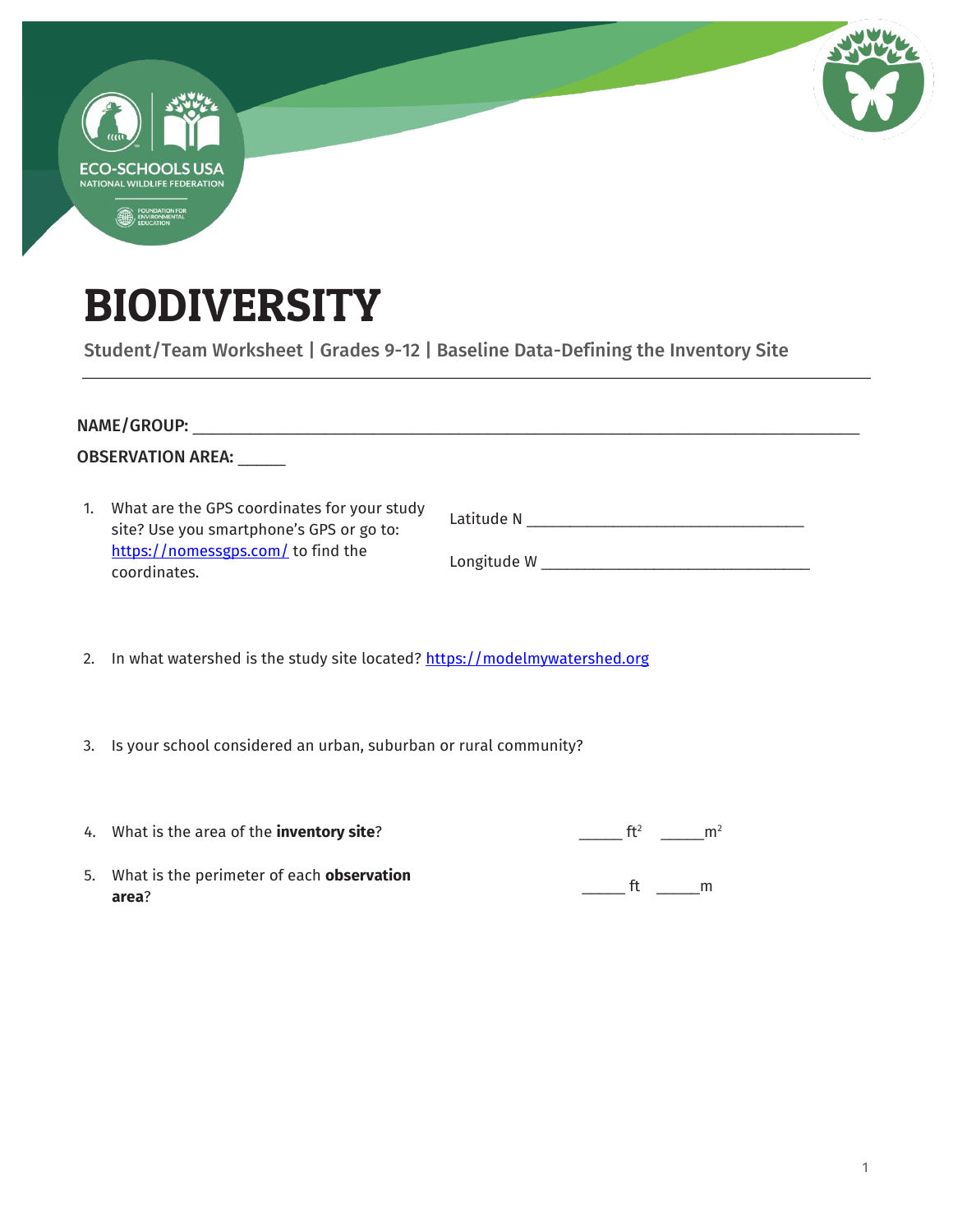ECO-SCHOOLS USA
NATIONAL WILDLIFE FEDERATION
FOUNDATION FOR ENVIRONMENTAL EDUCATION

# BIODIVERSITY

Student/Team Worksheet | Grades 9-12 | Baseline Data-Defining the Inventory Site

---

**NAME/GROUP:** ___________________________________________________________________________

**OBSERVATION AREA:** _____

1. What are the GPS coordinates for your study site? Use you smartphone's GPS or go to: https://nomessgps.com/ to find the coordinates.

   Latitude N _________________________________

   Longitude W ________________________________

2. In what watershed is the study site located? https://modelmywatershed.org

3. Is your school considered an urban, suburban or rural community?

4. What is the area of the **inventory site**? _____ $ft^2$ _____ $m^2$

5. What is the perimeter of each **observation area**? _____ ft _____ m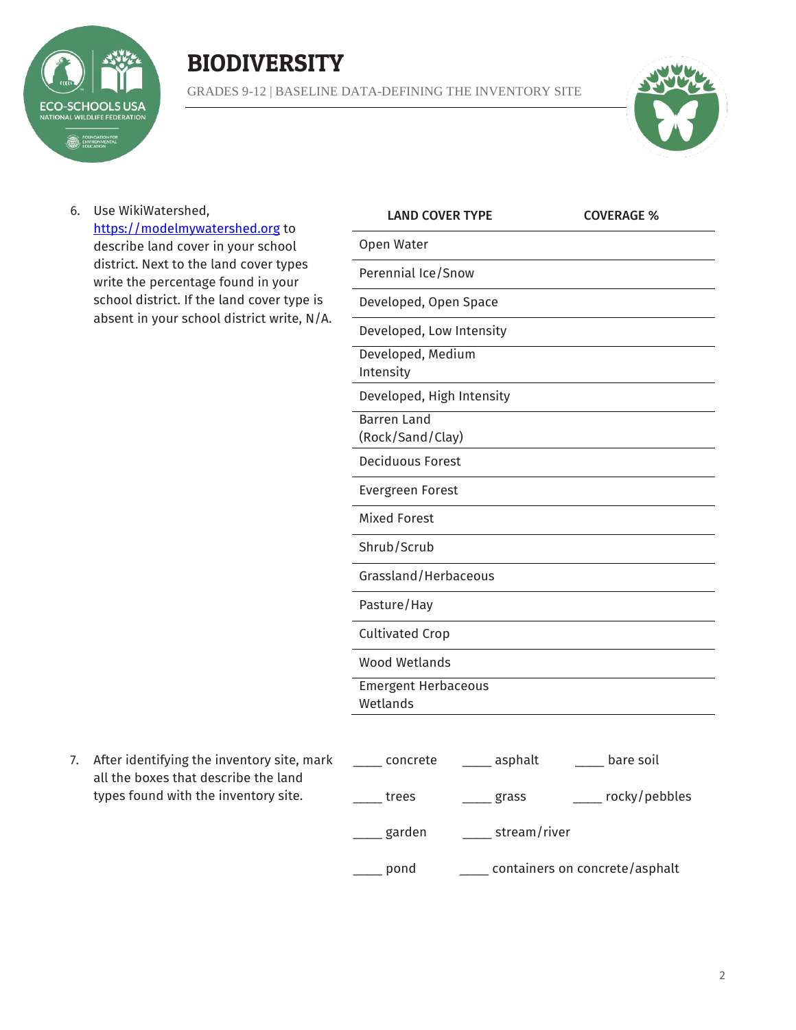6. Use WikiWatershed, [https://modelmywatershed.org](https://modelmywatershed.org) to describe land cover in your school district. Next to the land cover types write the percentage found in your school district. If the land cover type is absent in your school district write, N/A.

| LAND COVER TYPE | COVERAGE % |
|---|---|
| Open Water | |
| Perennial Ice/Snow | |
| Developed, Open Space | |
| Developed, Low Intensity | |
| Developed, Medium Intensity | |
| Developed, High Intensity | |
| Barren Land (Rock/Sand/Clay) | |
| Deciduous Forest | |
| Evergreen Forest | |
| Mixed Forest | |
| Shrub/Scrub | |
| Grassland/Herbaceous | |
| Pasture/Hay | |
| Cultivated Crop | |
| Wood Wetlands | |
| Emergent Herbaceous Wetlands | |

7. After identifying the inventory site, mark all the boxes that describe the land types found with the inventory site.

____ concrete ____ asphalt ____ bare soil

____ trees ____ grass ____ rocky/pebbles

____ garden ____ stream/river

____ pond ____ containers on concrete/asphalt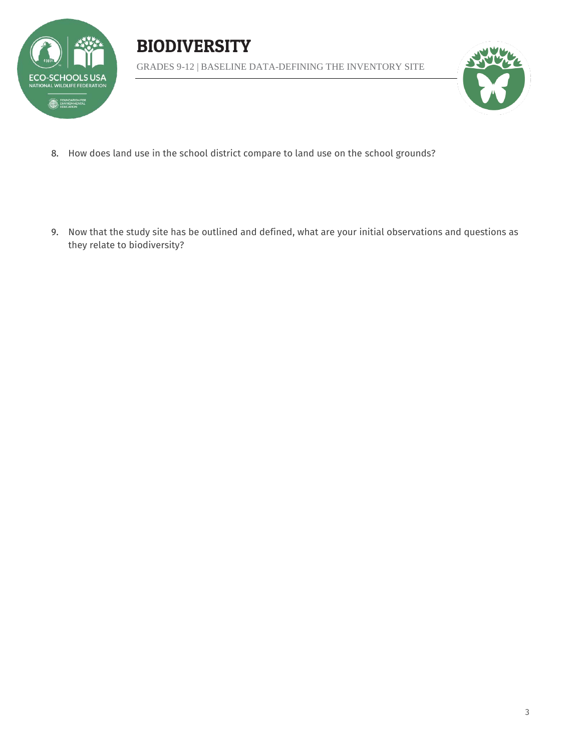8. How does land use in the school district compare to land use on the school grounds?

9. Now that the study site has be outlined and defined, what are your initial observations and questions as they relate to biodiversity?